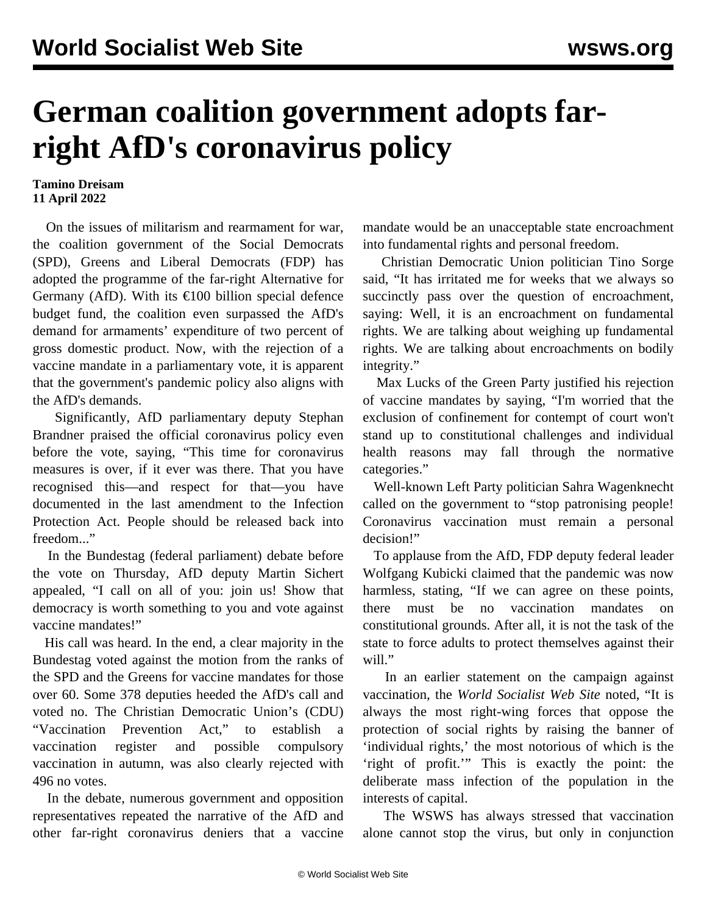# German coalition government adopts far-right AfD's coronavirus policy

**Tamino Dreisam**
**11 April 2022**

On the issues of militarism and rearmament for war, the coalition government of the Social Democrats (SPD), Greens and Liberal Democrats (FDP) has adopted the programme of the far-right Alternative for Germany (AfD). With its €100 billion special defence budget fund, the coalition even surpassed the AfD's demand for armaments' expenditure of two percent of gross domestic product. Now, with the rejection of a vaccine mandate in a parliamentary vote, it is apparent that the government's pandemic policy also aligns with the AfD's demands.

Significantly, AfD parliamentary deputy Stephan Brandner praised the official coronavirus policy even before the vote, saying, "This time for coronavirus measures is over, if it ever was there. That you have recognised this—and respect for that—you have documented in the last amendment to the Infection Protection Act. People should be released back into freedom..."

In the Bundestag (federal parliament) debate before the vote on Thursday, AfD deputy Martin Sichert appealed, "I call on all of you: join us! Show that democracy is worth something to you and vote against vaccine mandates!"

His call was heard. In the end, a clear majority in the Bundestag voted against the motion from the ranks of the SPD and the Greens for vaccine mandates for those over 60. Some 378 deputies heeded the AfD's call and voted no. The Christian Democratic Union's (CDU) "Vaccination Prevention Act," to establish a vaccination register and possible compulsory vaccination in autumn, was also clearly rejected with 496 no votes.

In the debate, numerous government and opposition representatives repeated the narrative of the AfD and other far-right coronavirus deniers that a vaccine mandate would be an unacceptable state encroachment into fundamental rights and personal freedom.

Christian Democratic Union politician Tino Sorge said, "It has irritated me for weeks that we always so succinctly pass over the question of encroachment, saying: Well, it is an encroachment on fundamental rights. We are talking about weighing up fundamental rights. We are talking about encroachments on bodily integrity."

Max Lucks of the Green Party justified his rejection of vaccine mandates by saying, "I'm worried that the exclusion of confinement for contempt of court won't stand up to constitutional challenges and individual health reasons may fall through the normative categories."

Well-known Left Party politician Sahra Wagenknecht called on the government to "stop patronising people! Coronavirus vaccination must remain a personal decision!"

To applause from the AfD, FDP deputy federal leader Wolfgang Kubicki claimed that the pandemic was now harmless, stating, "If we can agree on these points, there must be no vaccination mandates on constitutional grounds. After all, it is not the task of the state to force adults to protect themselves against their will."

In an earlier statement on the campaign against vaccination, the *World Socialist Web Site* noted, "It is always the most right-wing forces that oppose the protection of social rights by raising the banner of 'individual rights,' the most notorious of which is the 'right of profit.'" This is exactly the point: the deliberate mass infection of the population in the interests of capital.

The WSWS has always stressed that vaccination alone cannot stop the virus, but only in conjunction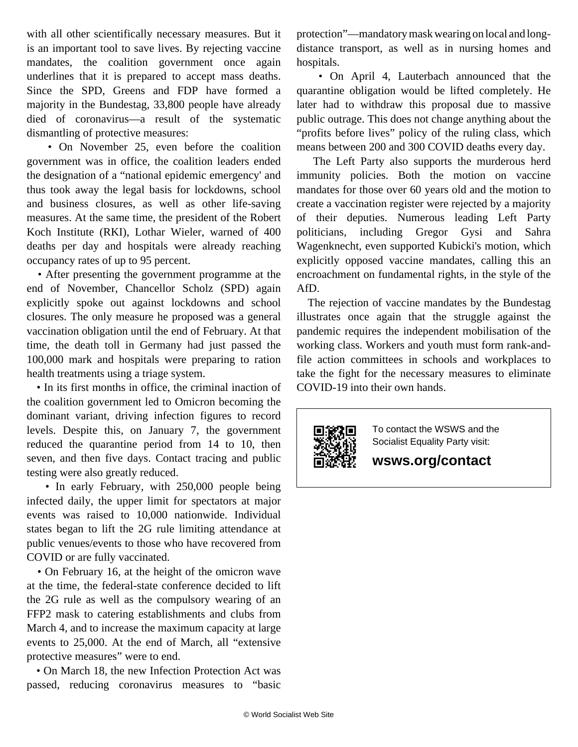with all other scientifically necessary measures. But it is an important tool to save lives. By rejecting vaccine mandates, the coalition government once again underlines that it is prepared to accept mass deaths. Since the SPD, Greens and FDP have formed a majority in the Bundestag, 33,800 people have already died of coronavirus—a result of the systematic dismantling of protective measures:

• On November 25, even before the coalition government was in office, the coalition leaders ended the designation of a “national epidemic emergency' and thus took away the legal basis for lockdowns, school and business closures, as well as other life-saving measures. At the same time, the president of the Robert Koch Institute (RKI), Lothar Wieler, warned of 400 deaths per day and hospitals were already reaching occupancy rates of up to 95 percent.

• After presenting the government programme at the end of November, Chancellor Scholz (SPD) again explicitly spoke out against lockdowns and school closures. The only measure he proposed was a general vaccination obligation until the end of February. At that time, the death toll in Germany had just passed the 100,000 mark and hospitals were preparing to ration health treatments using a triage system.

• In its first months in office, the criminal inaction of the coalition government led to Omicron becoming the dominant variant, driving infection figures to record levels. Despite this, on January 7, the government reduced the quarantine period from 14 to 10, then seven, and then five days. Contact tracing and public testing were also greatly reduced.

• In early February, with 250,000 people being infected daily, the upper limit for spectators at major events was raised to 10,000 nationwide. Individual states began to lift the 2G rule limiting attendance at public venues/events to those who have recovered from COVID or are fully vaccinated.

• On February 16, at the height of the omicron wave at the time, the federal-state conference decided to lift the 2G rule as well as the compulsory wearing of an FFP2 mask to catering establishments and clubs from March 4, and to increase the maximum capacity at large events to 25,000. At the end of March, all “extensive protective measures” were to end.

• On March 18, the new Infection Protection Act was passed, reducing coronavirus measures to “basic protection”—mandatory mask wearing on local and long-distance transport, as well as in nursing homes and hospitals.

• On April 4, Lauterbach announced that the quarantine obligation would be lifted completely. He later had to withdraw this proposal due to massive public outrage. This does not change anything about the “profits before lives” policy of the ruling class, which means between 200 and 300 COVID deaths every day.

The Left Party also supports the murderous herd immunity policies. Both the motion on vaccine mandates for those over 60 years old and the motion to create a vaccination register were rejected by a majority of their deputies. Numerous leading Left Party politicians, including Gregor Gysi and Sahra Wagenknecht, even supported Kubicki's motion, which explicitly opposed vaccine mandates, calling this an encroachment on fundamental rights, in the style of the AfD.

The rejection of vaccine mandates by the Bundestag illustrates once again that the struggle against the pandemic requires the independent mobilisation of the working class. Workers and youth must form rank-and-file action committees in schools and workplaces to take the fight for the necessary measures to eliminate COVID-19 into their own hands.

To contact the WSWS and the Socialist Equality Party visit:

**wsws.org/contact**